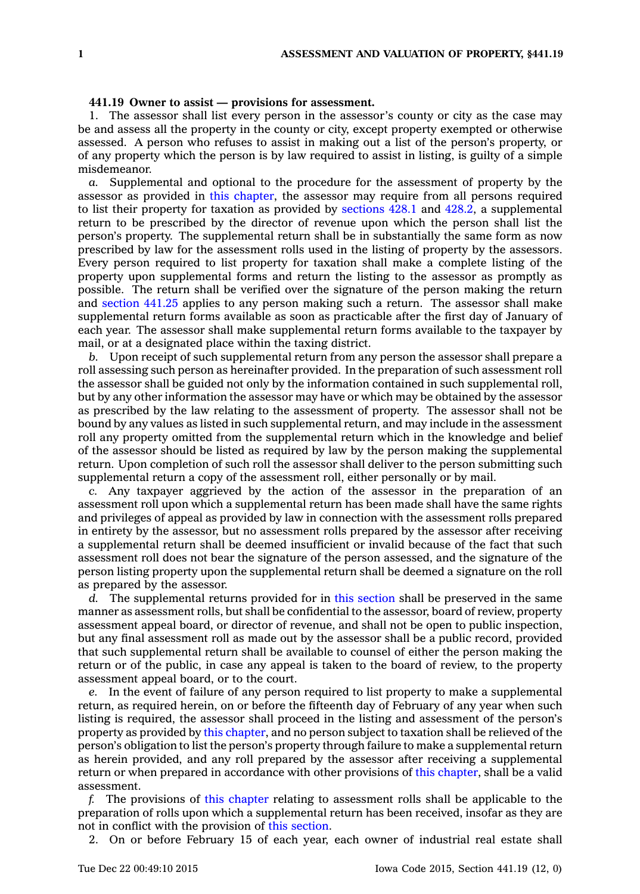**441.19 Owner to assist — provisions for assessment.**

1. The assessor shall list every person in the assessor's county or city as the case may be and assess all the property in the county or city, except property exempted or otherwise assessed. A person who refuses to assist in making out a list of the person's property, or of any property which the person is by law required to assist in listing, is guilty of a simple misdemeanor.

*a.* Supplemental and optional to the procedure for the assessment of property by the assessor as provided in this chapter, the assessor may require from all persons required to list their property for taxation as provided by sections 428.1 and 428.2, a supplemental return to be prescribed by the director of revenue upon which the person shall list the person's property. The supplemental return shall be in substantially the same form as now prescribed by law for the assessment rolls used in the listing of property by the assessors. Every person required to list property for taxation shall make a complete listing of the property upon supplemental forms and return the listing to the assessor as promptly as possible. The return shall be verified over the signature of the person making the return and section 441.25 applies to any person making such a return. The assessor shall make supplemental return forms available as soon as practicable after the first day of January of each year. The assessor shall make supplemental return forms available to the taxpayer by mail, or at a designated place within the taxing district.

*b.* Upon receipt of such supplemental return from any person the assessor shall prepare a roll assessing such person as hereinafter provided. In the preparation of such assessment roll the assessor shall be guided not only by the information contained in such supplemental roll, but by any other information the assessor may have or which may be obtained by the assessor as prescribed by the law relating to the assessment of property. The assessor shall not be bound by any values as listed in such supplemental return, and may include in the assessment roll any property omitted from the supplemental return which in the knowledge and belief of the assessor should be listed as required by law by the person making the supplemental return. Upon completion of such roll the assessor shall deliver to the person submitting such supplemental return a copy of the assessment roll, either personally or by mail.

*c.* Any taxpayer aggrieved by the action of the assessor in the preparation of an assessment roll upon which a supplemental return has been made shall have the same rights and privileges of appeal as provided by law in connection with the assessment rolls prepared in entirety by the assessor, but no assessment rolls prepared by the assessor after receiving a supplemental return shall be deemed insufficient or invalid because of the fact that such assessment roll does not bear the signature of the person assessed, and the signature of the person listing property upon the supplemental return shall be deemed a signature on the roll as prepared by the assessor.

*d.* The supplemental returns provided for in this section shall be preserved in the same manner as assessment rolls, but shall be confidential to the assessor, board of review, property assessment appeal board, or director of revenue, and shall not be open to public inspection, but any final assessment roll as made out by the assessor shall be a public record, provided that such supplemental return shall be available to counsel of either the person making the return or of the public, in case any appeal is taken to the board of review, to the property assessment appeal board, or to the court.

*e.* In the event of failure of any person required to list property to make a supplemental return, as required herein, on or before the fifteenth day of February of any year when such listing is required, the assessor shall proceed in the listing and assessment of the person's property as provided by this chapter, and no person subject to taxation shall be relieved of the person's obligation to list the person's property through failure to make a supplemental return as herein provided, and any roll prepared by the assessor after receiving a supplemental return or when prepared in accordance with other provisions of this chapter, shall be a valid assessment.

*f.* The provisions of this chapter relating to assessment rolls shall be applicable to the preparation of rolls upon which a supplemental return has been received, insofar as they are not in conflict with the provision of this section.

2. On or before February 15 of each year, each owner of industrial real estate shall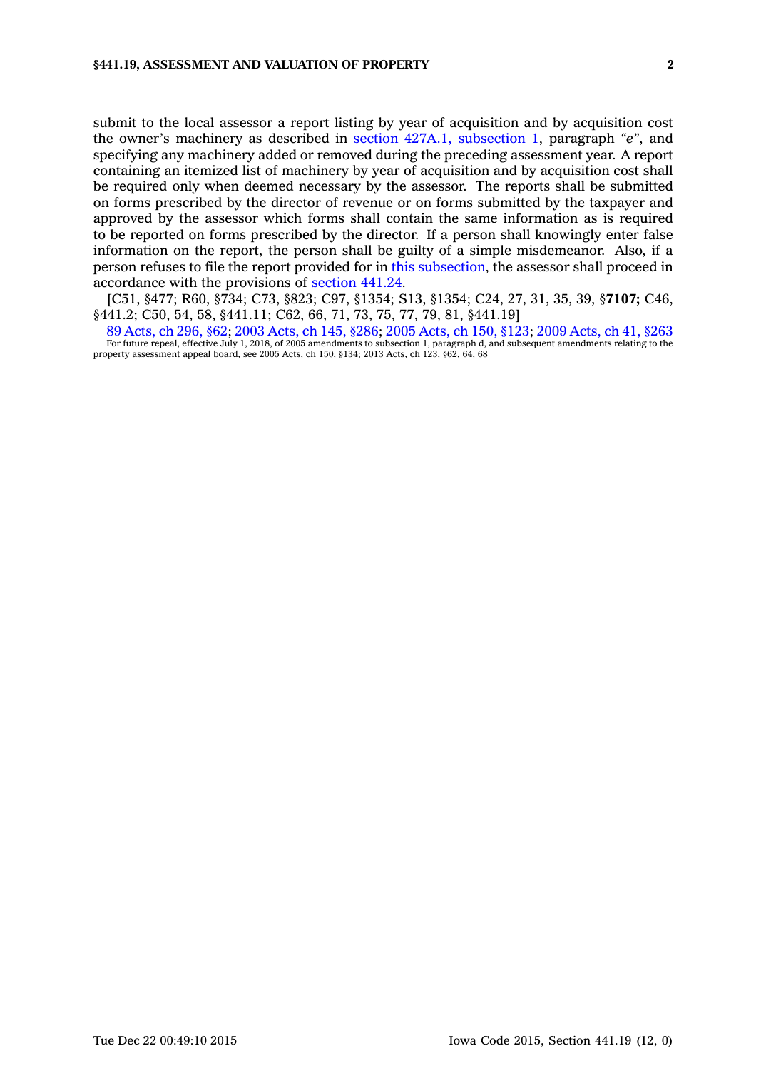submit to the local assessor a report listing by year of acquisition and by acquisition cost the owner's machinery as described in section 427A.1, subsection 1, paragraph *"e"*, and specifying any machinery added or removed during the preceding assessment year. A report containing an itemized list of machinery by year of acquisition and by acquisition cost shall be required only when deemed necessary by the assessor. The reports shall be submitted on forms prescribed by the director of revenue or on forms submitted by the taxpayer and approved by the assessor which forms shall contain the same information as is required to be reported on forms prescribed by the director. If a person shall knowingly enter false information on the report, the person shall be guilty of a simple misdemeanor. Also, if a person refuses to file the report provided for in this subsection, the assessor shall proceed in accordance with the provisions of section 441.24.

[C51, §477; R60, §734; C73, §823; C97, §1354; S13, §1354; C24, 27, 31, 35, 39, §**7107;** C46, §441.2; C50, 54, 58, §441.11; C62, 66, 71, 73, 75, 77, 79, 81, §441.19]

89 Acts, ch 296, §62; 2003 Acts, ch 145, §286; 2005 Acts, ch 150, §123; 2009 Acts, ch 41, §263

For future repeal, effective July 1, 2018, of 2005 amendments to subsection 1, paragraph d, and subsequent amendments relating to the property assessment appeal board, see 2005 Acts, ch 150, §134; 2013 Acts, ch 123, §62, 64, 68